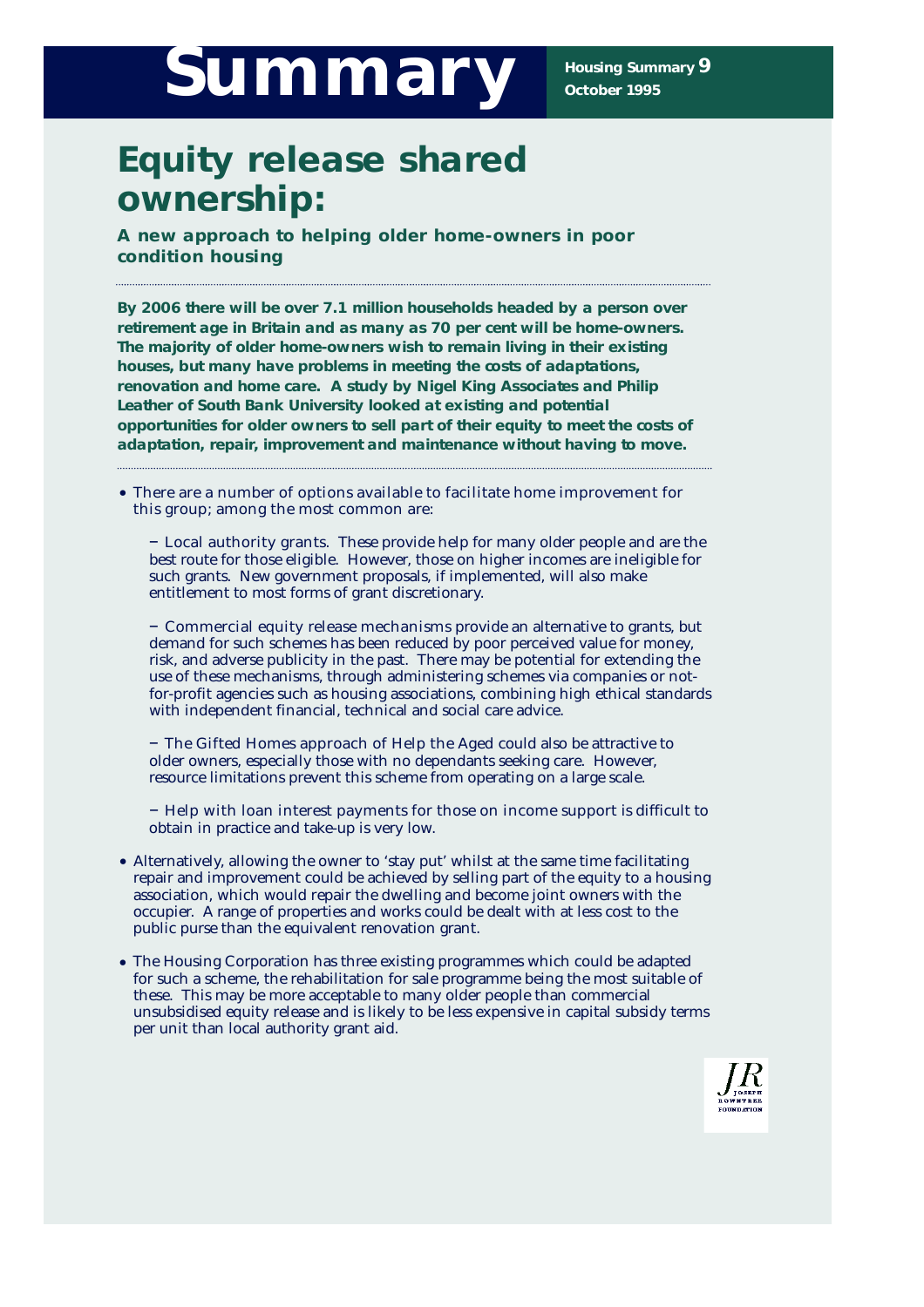# Summary

**Housing Summary 9**
**October 1995**

## Equity release shared ownership:

### A new approach to helping older home-owners in poor condition housing

**By 2006 there will be over 7.1 million households headed by a person over retirement age in Britain and as many as 70 per cent will be home-owners. The majority of older home-owners wish to remain living in their existing houses, but many have problems in meeting the costs of adaptations, renovation and home care. A study by Nigel King Associates and Philip Leather of South Bank University looked at existing and potential opportunities for older owners to sell part of their equity to meet the costs of adaptation, repair, improvement and maintenance without having to move.**

- There are a number of options available to facilitate home improvement for this group; among the most common are:

  − Local authority grants. These provide help for many older people and are the best route for those eligible. However, those on higher incomes are ineligible for such grants. New government proposals, if implemented, will also make entitlement to most forms of grant discretionary.

  − Commercial equity release mechanisms provide an alternative to grants, but demand for such schemes has been reduced by poor perceived value for money, risk, and adverse publicity in the past. There may be potential for extending the use of these mechanisms, through administering schemes via companies or not-for-profit agencies such as housing associations, combining high ethical standards with independent financial, technical and social care advice.

  − The Gifted Homes approach of Help the Aged could also be attractive to older owners, especially those with no dependants seeking care. However, resource limitations prevent this scheme from operating on a large scale.

  − Help with loan interest payments for those on income support is difficult to obtain in practice and take-up is very low.

- Alternatively, allowing the owner to 'stay put' whilst at the same time facilitating repair and improvement could be achieved by selling part of the equity to a housing association, which would repair the dwelling and become joint owners with the occupier. A range of properties and works could be dealt with at less cost to the public purse than the equivalent renovation grant.

- The Housing Corporation has three existing programmes which could be adapted for such a scheme, the rehabilitation for sale programme being the most suitable of these. This may be more acceptable to many older people than commercial unsubsidised equity release and is likely to be less expensive in capital subsidy terms per unit than local authority grant aid.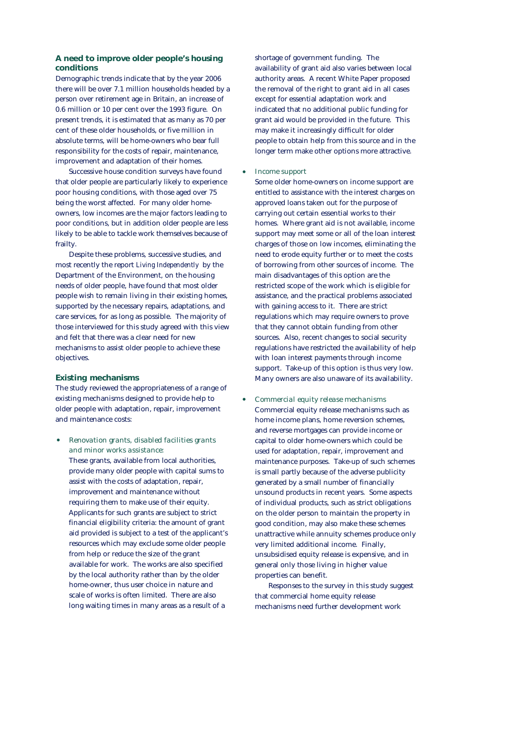## A need to improve older people's housing conditions

Demographic trends indicate that by the year 2006 there will be over 7.1 million households headed by a person over retirement age in Britain, an increase of 0.6 million or 10 per cent over the 1993 figure. On present trends, it is estimated that as many as 70 per cent of these older households, or five million in absolute terms, will be home-owners who bear full responsibility for the costs of repair, maintenance, improvement and adaptation of their homes.

Successive house condition surveys have found that older people are particularly likely to experience poor housing conditions, with those aged over 75 being the worst affected. For many older home-owners, low incomes are the major factors leading to poor conditions, but in addition older people are less likely to be able to tackle work themselves because of frailty.

Despite these problems, successive studies, and most recently the report *Living Independently* by the Department of the Environment, on the housing needs of older people, have found that most older people wish to remain living in their existing homes, supported by the necessary repairs, adaptations, and care services, for as long as possible. The majority of those interviewed for this study agreed with this view and felt that there was a clear need for new mechanisms to assist older people to achieve these objectives.

## Existing mechanisms

The study reviewed the appropriateness of a range of existing mechanisms designed to provide help to older people with adaptation, repair, improvement and maintenance costs:

- *Renovation grants, disabled facilities grants and minor works assistance:*
  These grants, available from local authorities, provide many older people with capital sums to assist with the costs of adaptation, repair, improvement and maintenance without requiring them to make use of their equity. Applicants for such grants are subject to strict financial eligibility criteria: the amount of grant aid provided is subject to a test of the applicant's resources which may exclude some older people from help or reduce the size of the grant available for work. The works are also specified by the local authority rather than by the older home-owner, thus user choice in nature and scale of works is often limited. There are also long waiting times in many areas as a result of a shortage of government funding. The availability of grant aid also varies between local authority areas. A recent White Paper proposed the removal of the right to grant aid in all cases except for essential adaptation work and indicated that no additional public funding for grant aid would be provided in the future. This may make it increasingly difficult for older people to obtain help from this source and in the longer term make other options more attractive.

- *Income support*
  Some older home-owners on income support are entitled to assistance with the interest charges on approved loans taken out for the purpose of carrying out certain essential works to their homes. Where grant aid is not available, income support may meet some or all of the loan interest charges of those on low incomes, eliminating the need to erode equity further or to meet the costs of borrowing from other sources of income. The main disadvantages of this option are the restricted scope of the work which is eligible for assistance, and the practical problems associated with gaining access to it. There are strict regulations which may require owners to prove that they cannot obtain funding from other sources. Also, recent changes to social security regulations have restricted the availability of help with loan interest payments through income support. Take-up of this option is thus very low. Many owners are also unaware of its availability.

- *Commercial equity release mechanisms*
  Commercial equity release mechanisms such as home income plans, home reversion schemes, and reverse mortgages can provide income or capital to older home-owners which could be used for adaptation, repair, improvement and maintenance purposes. Take-up of such schemes is small partly because of the adverse publicity generated by a small number of financially unsound products in recent years. Some aspects of individual products, such as strict obligations on the older person to maintain the property in good condition, may also make these schemes unattractive while annuity schemes produce only very limited additional income. Finally, unsubsidised equity release is expensive, and in general only those living in higher value properties can benefit.

  Responses to the survey in this study suggest that commercial home equity release mechanisms need further development work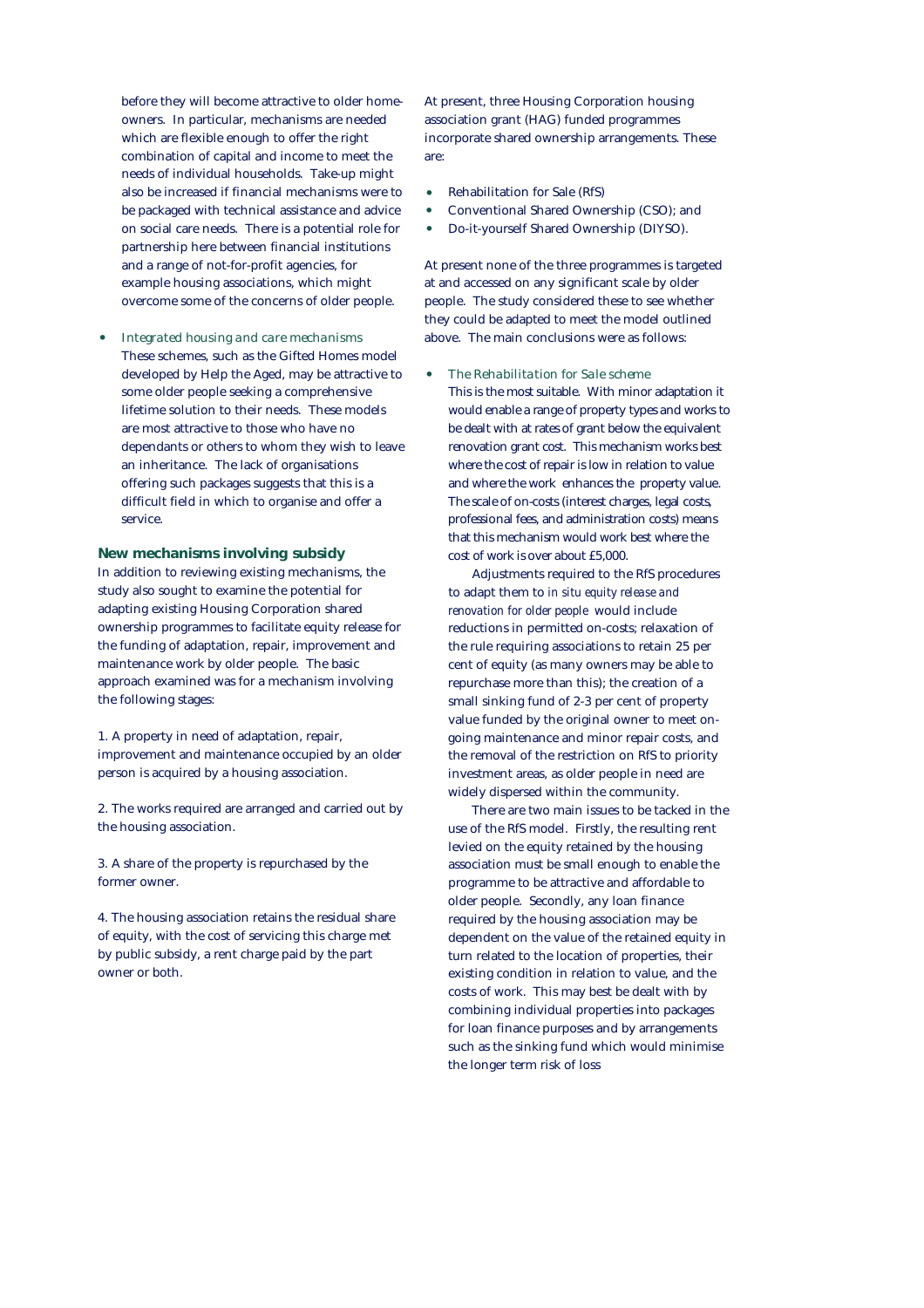before they will become attractive to older home-owners. In particular, mechanisms are needed which are flexible enough to offer the right combination of capital and income to meet the needs of individual households. Take-up might also be increased if financial mechanisms were to be packaged with technical assistance and advice on social care needs. There is a potential role for partnership here between financial institutions and a range of not-for-profit agencies, for example housing associations, which might overcome some of the concerns of older people.

- *Integrated housing and care mechanisms*
  These schemes, such as the Gifted Homes model developed by Help the Aged, may be attractive to some older people seeking a comprehensive lifetime solution to their needs. These models are most attractive to those who have no dependants or others to whom they wish to leave an inheritance. The lack of organisations offering such packages suggests that this is a difficult field in which to organise and offer a service.

### New mechanisms involving subsidy

In addition to reviewing existing mechanisms, the study also sought to examine the potential for adapting existing Housing Corporation shared ownership programmes to facilitate equity release for the funding of adaptation, repair, improvement and maintenance work by older people. The basic approach examined was for a mechanism involving the following stages:

1. A property in need of adaptation, repair, improvement and maintenance occupied by an older person is acquired by a housing association.

2. The works required are arranged and carried out by the housing association.

3. A share of the property is repurchased by the former owner.

4. The housing association retains the residual share of equity, with the cost of servicing this charge met by public subsidy, a rent charge paid by the part owner or both.

At present, three Housing Corporation housing association grant (HAG) funded programmes incorporate shared ownership arrangements. These are:

- Rehabilitation for Sale (RfS)
- Conventional Shared Ownership (CSO); and
- Do-it-yourself Shared Ownership (DIYSO).

At present none of the three programmes is targeted at and accessed on any significant scale by older people. The study considered these to see whether they could be adapted to meet the model outlined above. The main conclusions were as follows:

- *The Rehabilitation for Sale scheme*
  This is the most suitable. With minor adaptation it would enable a range of property types and works to be dealt with at rates of grant below the equivalent renovation grant cost. This mechanism works best where the cost of repair is low in relation to value and where the work enhances the property value. The scale of on-costs (interest charges, legal costs, professional fees, and administration costs) means that this mechanism would work best where the cost of work is over about £5,000.

  Adjustments required to the RfS procedures to adapt them to *in situ equity release and renovation for older people* would include reductions in permitted on-costs; relaxation of the rule requiring associations to retain 25 per cent of equity (as many owners may be able to repurchase more than this); the creation of a small sinking fund of 2-3 per cent of property value funded by the original owner to meet on-going maintenance and minor repair costs, and the removal of the restriction on RfS to priority investment areas, as older people in need are widely dispersed within the community.

  There are two main issues to be tacked in the use of the RfS model. Firstly, the resulting rent levied on the equity retained by the housing association must be small enough to enable the programme to be attractive and affordable to older people. Secondly, any loan finance required by the housing association may be dependent on the value of the retained equity in turn related to the location of properties, their existing condition in relation to value, and the costs of work. This may best be dealt with by combining individual properties into packages for loan finance purposes and by arrangements such as the sinking fund which would minimise the longer term risk of loss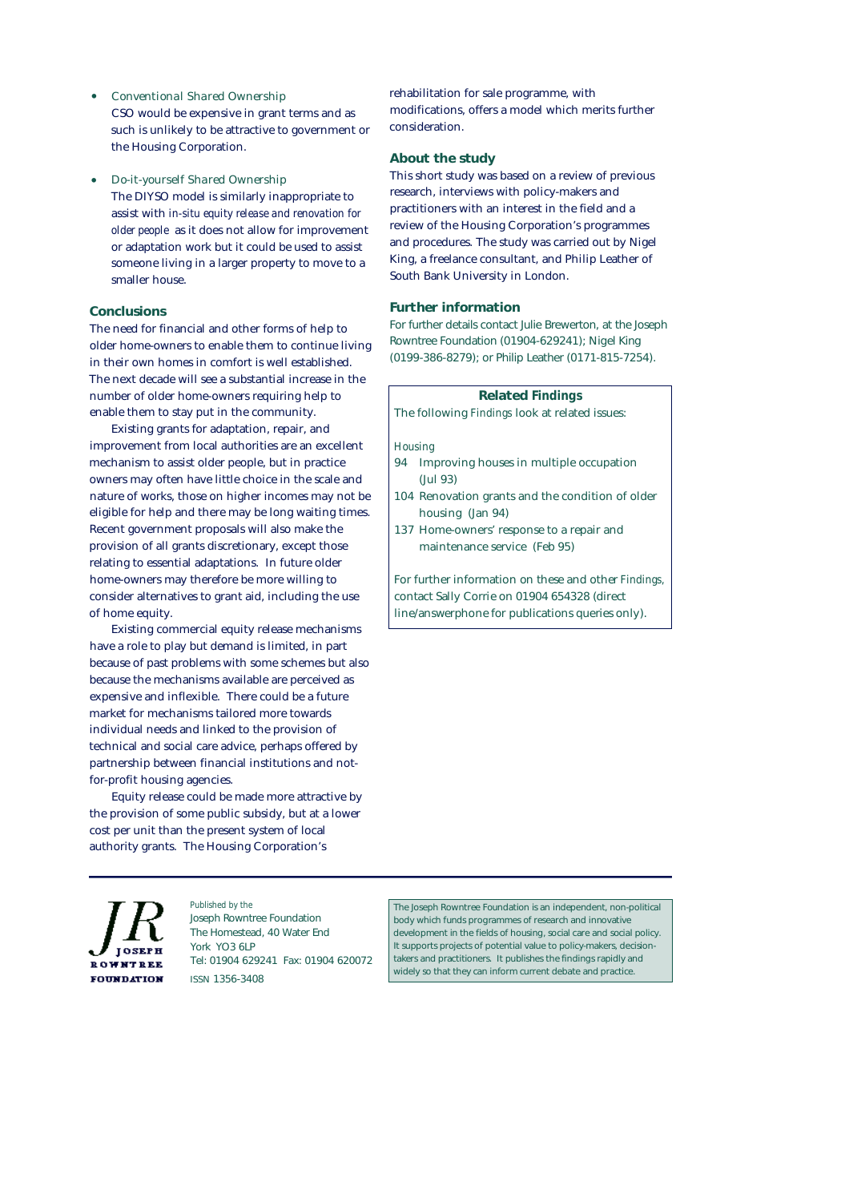- *Conventional Shared Ownership*
  CSO would be expensive in grant terms and as such is unlikely to be attractive to government or the Housing Corporation.

- *Do-it-yourself Shared Ownership*
  The DIYSO model is similarly inappropriate to assist with *in-situ equity release and renovation for older people* as it does not allow for improvement or adaptation work but it could be used to assist someone living in a larger property to move to a smaller house.

## Conclusions

The need for financial and other forms of help to older home-owners to enable them to continue living in their own homes in comfort is well established. The next decade will see a substantial increase in the number of older home-owners requiring help to enable them to stay put in the community.

Existing grants for adaptation, repair, and improvement from local authorities are an excellent mechanism to assist older people, but in practice owners may often have little choice in the scale and nature of works, those on higher incomes may not be eligible for help and there may be long waiting times. Recent government proposals will also make the provision of all grants discretionary, except those relating to essential adaptations. In future older home-owners may therefore be more willing to consider alternatives to grant aid, including the use of home equity.

Existing commercial equity release mechanisms have a role to play but demand is limited, in part because of past problems with some schemes but also because the mechanisms available are perceived as expensive and inflexible. There could be a future market for mechanisms tailored more towards individual needs and linked to the provision of technical and social care advice, perhaps offered by partnership between financial institutions and not-for-profit housing agencies.

Equity release could be made more attractive by the provision of some public subsidy, but at a lower cost per unit than the present system of local authority grants. The Housing Corporation's rehabilitation for sale programme, with modifications, offers a model which merits further consideration.

## About the study

This short study was based on a review of previous research, interviews with policy-makers and practitioners with an interest in the field and a review of the Housing Corporation's programmes and procedures. The study was carried out by Nigel King, a freelance consultant, and Philip Leather of South Bank University in London.

## Further information

For further details contact Julie Brewerton, at the Joseph Rowntree Foundation (01904-629241); Nigel King (0199-386-8279); or Philip Leather (0171-815-7254).

**Related Findings**

The following *Findings* look at related issues:

*Housing*

94 Improving houses in multiple occupation (Jul 93)

104 Renovation grants and the condition of older housing (Jan 94)

137 Home-owners' response to a repair and maintenance service (Feb 95)

For further information on these and other *Findings*, contact Sally Corrie on 01904 654328 (direct line/answerphone for publications queries only).

JR JOSEPH ROWNTREE FOUNDATION

*Published by the*
Joseph Rowntree Foundation
The Homestead, 40 Water End
York YO3 6LP
Tel: 01904 629241 Fax: 01904 620072
ISSN 1356-3408

The Joseph Rowntree Foundation is an independent, non-political body which funds programmes of research and innovative development in the fields of housing, social care and social policy. It supports projects of potential value to policy-makers, decision-takers and practitioners. It publishes the findings rapidly and widely so that they can inform current debate and practice.